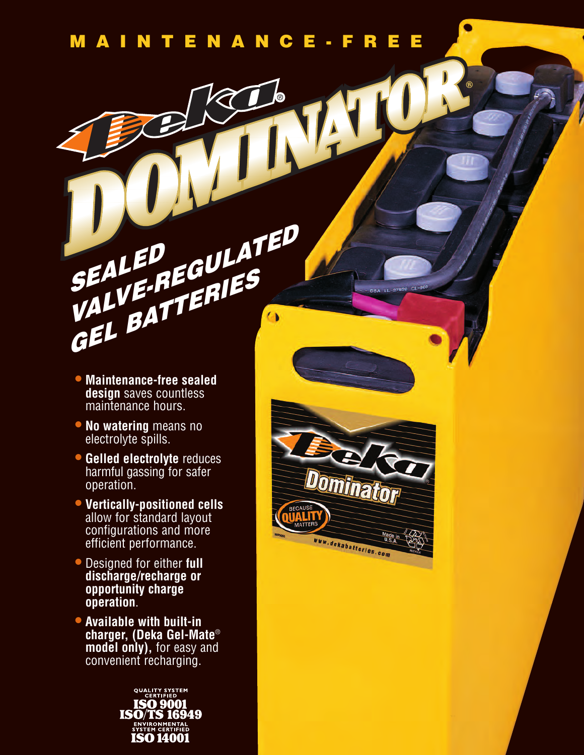MAINTENANCE-FREE

# Deka® DOMINATOR®

## SEALED VALVE-REGULATED GEL BATTERIES

- **Maintenance-free sealed design** saves countless maintenance hours.
- **No watering** means no electrolyte spills.
- **Gelled electrolyte** reduces harmful gassing for safer operation.
- **Vertically-positioned cells** allow for standard layout configurations and more efficient performance.
- Designed for either **full discharge/recharge or opportunity charge operation**.
- **Available with built-in charger, (Deka Gel-Mate® model only),** for easy and convenient recharging.

QUALITY SYSTEM CERTIFIED
**ISO 9001**
**ISO/TS 16949**
ENVIRONMENTAL SYSTEM CERTIFIED
**ISO 14001**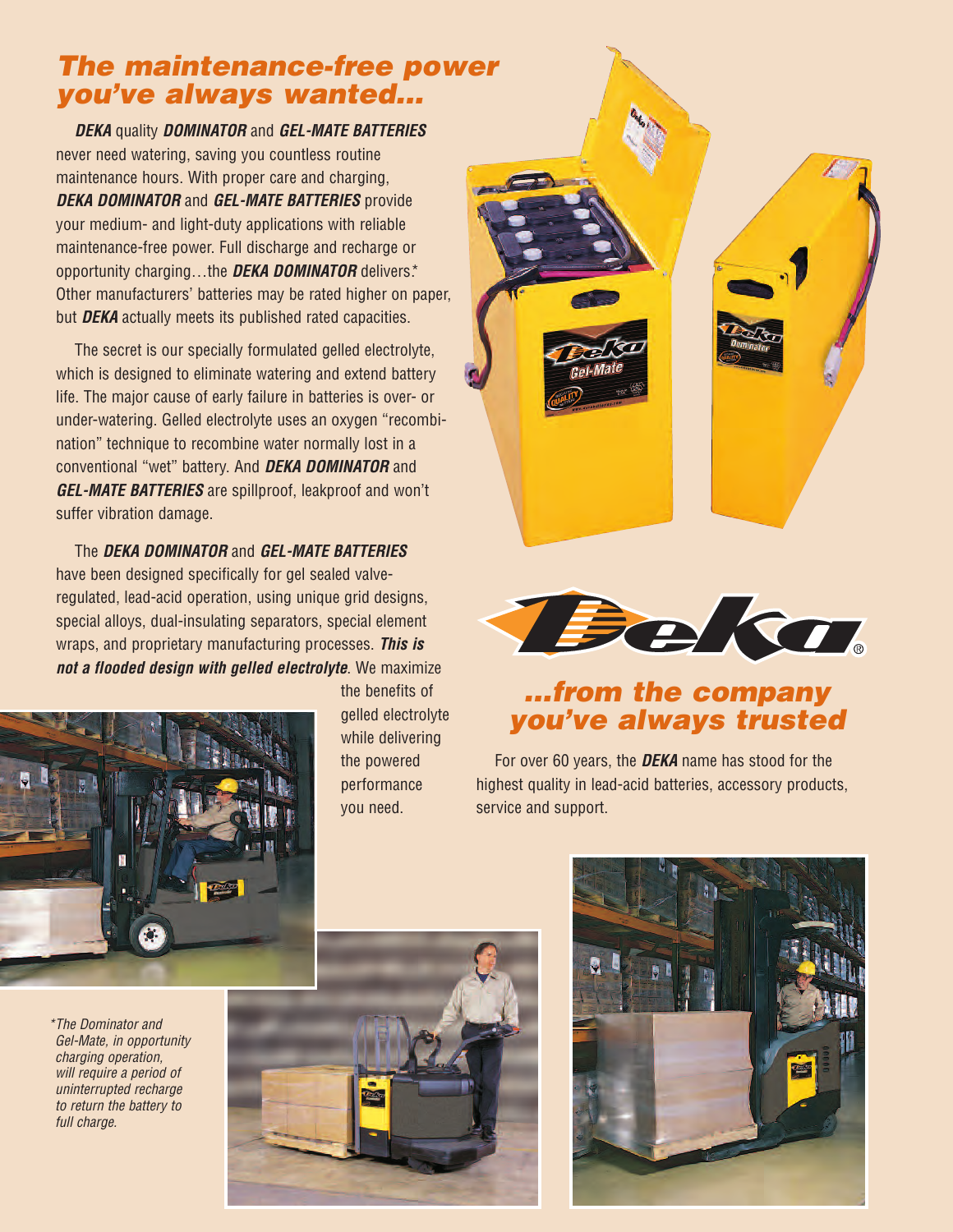## *The maintenance-free power you've always wanted...*

***DEKA*** quality ***DOMINATOR*** and ***GEL-MATE BATTERIES*** never need watering, saving you countless routine maintenance hours. With proper care and charging, ***DEKA DOMINATOR*** and ***GEL-MATE BATTERIES*** provide your medium- and light-duty applications with reliable maintenance-free power. Full discharge and recharge or opportunity charging…the ***DEKA DOMINATOR*** delivers.* Other manufacturers' batteries may be rated higher on paper, but ***DEKA*** actually meets its published rated capacities.

The secret is our specially formulated gelled electrolyte, which is designed to eliminate watering and extend battery life. The major cause of early failure in batteries is over- or under-watering. Gelled electrolyte uses an oxygen "recombination" technique to recombine water normally lost in a conventional "wet" battery. And ***DEKA DOMINATOR*** and ***GEL-MATE BATTERIES*** are spillproof, leakproof and won't suffer vibration damage.

The ***DEKA DOMINATOR*** and ***GEL-MATE BATTERIES*** have been designed specifically for gel sealed valve-regulated, lead-acid operation, using unique grid designs, special alloys, dual-insulating separators, special element wraps, and proprietary manufacturing processes. ***This is not a flooded design with gelled electrolyte***. We maximize the benefits of gelled electrolyte while delivering the powered performance you need.

## *...from the company you've always trusted*

For over 60 years, the ***DEKA*** name has stood for the highest quality in lead-acid batteries, accessory products, service and support.

*\*The Dominator and Gel-Mate, in opportunity charging operation, will require a period of uninterrupted recharge to return the battery to full charge.*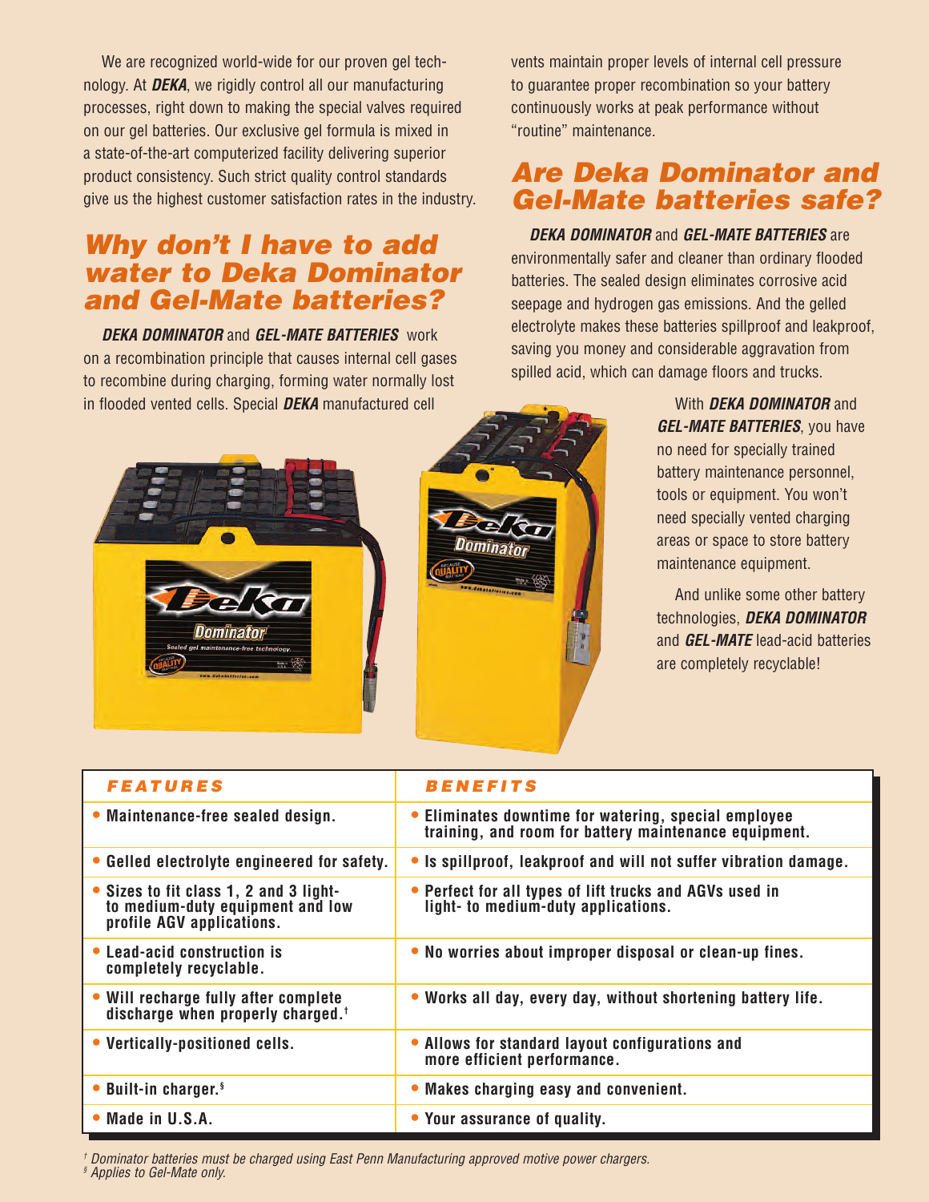We are recognized world-wide for our proven gel technology. At ***DEKA***, we rigidly control all our manufacturing processes, right down to making the special valves required on our gel batteries. Our exclusive gel formula is mixed in a state-of-the-art computerized facility delivering superior product consistency. Such strict quality control standards give us the highest customer satisfaction rates in the industry.

## Why don't I have to add water to Deka Dominator and Gel-Mate batteries?

***DEKA DOMINATOR*** and ***GEL-MATE BATTERIES*** work on a recombination principle that causes internal cell gases to recombine during charging, forming water normally lost in flooded vented cells. Special ***DEKA*** manufactured cell vents maintain proper levels of internal cell pressure to guarantee proper recombination so your battery continuously works at peak performance without "routine" maintenance.

## Are Deka Dominator and Gel-Mate batteries safe?

***DEKA DOMINATOR*** and ***GEL-MATE BATTERIES*** are environmentally safer and cleaner than ordinary flooded batteries. The sealed design eliminates corrosive acid seepage and hydrogen gas emissions. And the gelled electrolyte makes these batteries spillproof and leakproof, saving you money and considerable aggravation from spilled acid, which can damage floors and trucks.

With ***DEKA DOMINATOR*** and ***GEL-MATE BATTERIES***, you have no need for specially trained battery maintenance personnel, tools or equipment. You won't need specially vented charging areas or space to store battery maintenance equipment.

And unlike some other battery technologies, ***DEKA DOMINATOR*** and ***GEL-MATE*** lead-acid batteries are completely recyclable!

| FEATURES | BENEFITS |
|---|---|
| • Maintenance-free sealed design. | • Eliminates downtime for watering, special employee training, and room for battery maintenance equipment. |
| • Gelled electrolyte engineered for safety. | • Is spillproof, leakproof and will not suffer vibration damage. |
| • Sizes to fit class 1, 2 and 3 light- to medium-duty equipment and low profile AGV applications. | • Perfect for all types of lift trucks and AGVs used in light- to medium-duty applications. |
| • Lead-acid construction is completely recyclable. | • No worries about improper disposal or clean-up fines. |
| • Will recharge fully after complete discharge when properly charged.† | • Works all day, every day, without shortening battery life. |
| • Vertically-positioned cells. | • Allows for standard layout configurations and more efficient performance. |
| • Built-in charger.§ | • Makes charging easy and convenient. |
| • Made in U.S.A. | • Your assurance of quality. |

*† Dominator batteries must be charged using East Penn Manufacturing approved motive power chargers.*
*§ Applies to Gel-Mate only.*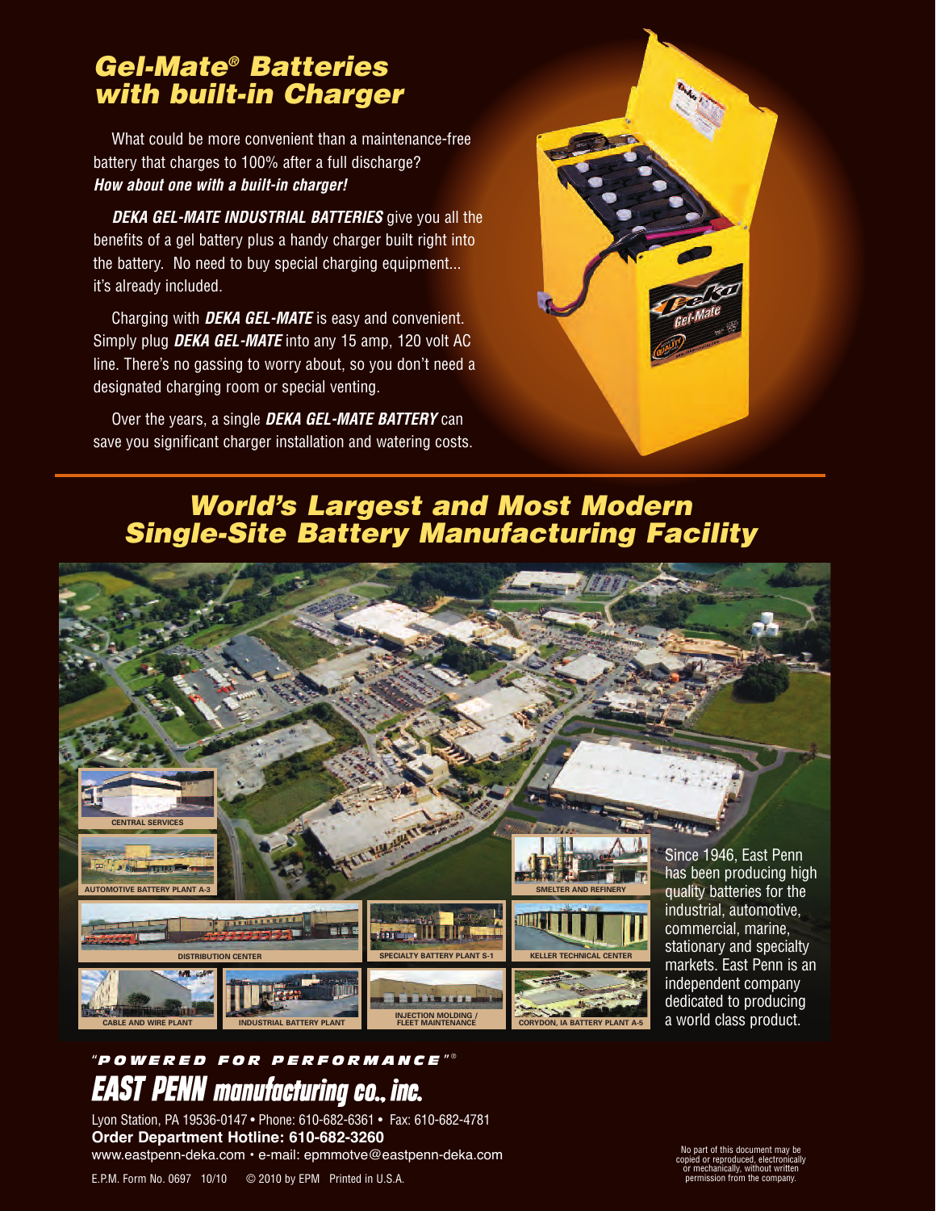## *Gel-Mate® Batteries with built-in Charger*

What could be more convenient than a maintenance-free battery that charges to 100% after a full discharge? ***How about one with a built-in charger!***

***DEKA GEL-MATE INDUSTRIAL BATTERIES*** give you all the benefits of a gel battery plus a handy charger built right into the battery. No need to buy special charging equipment... it's already included.

Charging with ***DEKA GEL-MATE*** is easy and convenient. Simply plug ***DEKA GEL-MATE*** into any 15 amp, 120 volt AC line. There's no gassing to worry about, so you don't need a designated charging room or special venting.

Over the years, a single ***DEKA GEL-MATE BATTERY*** can save you significant charger installation and watering costs.

## *World's Largest and Most Modern Single-Site Battery Manufacturing Facility*

CENTRAL SERVICES

AUTOMOTIVE BATTERY PLANT A-3

SMELTER AND REFINERY

DISTRIBUTION CENTER

SPECIALTY BATTERY PLANT S-1

KELLER TECHNICAL CENTER

CABLE AND WIRE PLANT

INDUSTRIAL BATTERY PLANT

INJECTION MOLDING / FLEET MAINTENANCE

CORYDON, IA BATTERY PLANT A-5

Since 1946, East Penn has been producing high quality batteries for the industrial, automotive, commercial, marine, stationary and specialty markets. East Penn is an independent company dedicated to producing a world class product.

*"POWERED FOR PERFORMANCE"®*

**EAST PENN manufacturing co., inc.**

Lyon Station, PA 19536-0147 • Phone: 610-682-6361 • Fax: 610-682-4781

**Order Department Hotline: 610-682-3260**

www.eastpenn-deka.com • e-mail: epmmotve@eastpenn-deka.com

E.P.M. Form No. 0697 10/10 © 2010 by EPM Printed in U.S.A.

No part of this document may be copied or reproduced, electronically or mechanically, without written permission from the company.